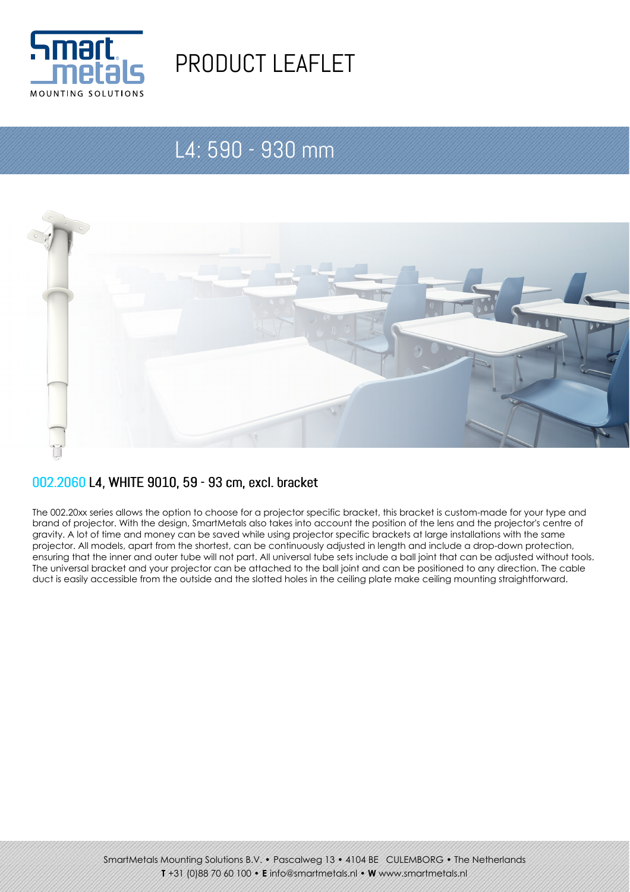# PRODUCT LEAFLET

## L4: 590 - 930 mm

### 002.2060 L4, WHITE 9010, 59 - 93 cm, excl. bracket

The 002.20xx series allows the option to choose for a projector specific bracket, this bracket is custom-made for your type and brand of projector. With the design, SmartMetals also takes into account the position of the lens and the projector's centre of gravity. A lot of time and money can be saved while using projector specific brackets at large installations with the same projector. All models, apart from the shortest, can be continuously adjusted in length and include a drop-down protection, ensuring that the inner and outer tube will not part. All universal tube sets include a ball joint that can be adjusted without tools. The universal bracket and your projector can be attached to the ball joint and can be positioned to any direction. The cable duct is easily accessible from the outside and the slotted holes in the ceiling plate make ceiling mounting straightforward.

SmartMetals Mounting Solutions B.V. • Pascalweg 13 • 4104 BE CULEMBORG • The Netherlands
**T** +31 (0)88 70 60 100 • **E** info@smartmetals.nl • **W** www.smartmetals.nl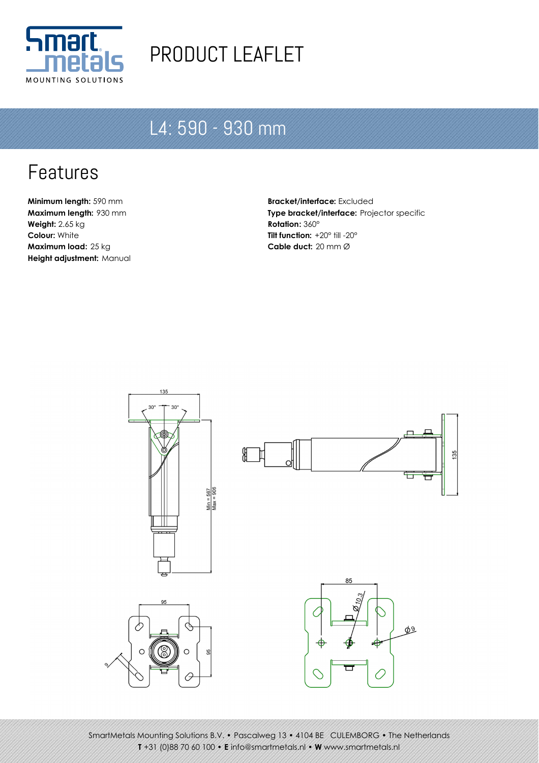# PRODUCT LEAFLET

## L4: 590 - 930 mm

## Features

**Minimum length:** 590 mm
**Maximum length:** 930 mm
**Weight:** 2.65 kg
**Colour:** White
**Maximum load:** 25 kg
**Height adjustment:** Manual

**Bracket/interface:** Excluded
**Type bracket/interface:** Projector specific
**Rotation:** 360°
**Tilt function:** +20° till -20°
**Cable duct:** 20 mm Ø

135
30°
30°
Min = 567
Max = 906
135
95
9
95
85
Ø10,3
Ø9

SmartMetals Mounting Solutions B.V. • Pascalweg 13 • 4104 BE CULEMBORG • The Netherlands
**T** +31 (0)88 70 60 100 • **E** info@smartmetals.nl • **W** www.smartmetals.nl